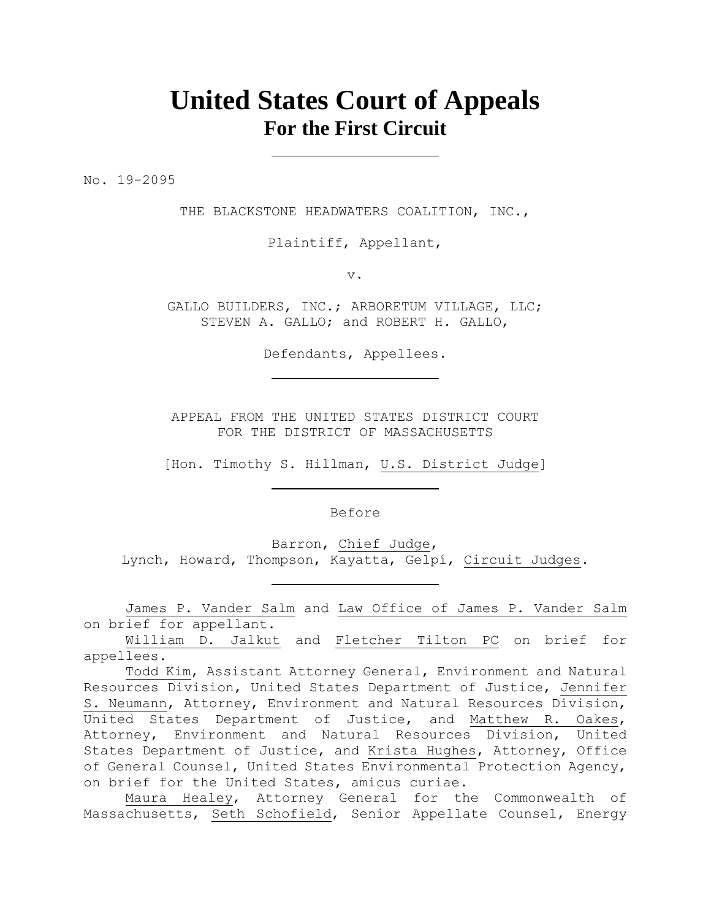# United States Court of Appeals
## For the First Circuit

---

No. 19-2095

THE BLACKSTONE HEADWATERS COALITION, INC.,

Plaintiff, Appellant,

v.

GALLO BUILDERS, INC.; ARBORETUM VILLAGE, LLC;
STEVEN A. GALLO; and ROBERT H. GALLO,

Defendants, Appellees.

---

APPEAL FROM THE UNITED STATES DISTRICT COURT
FOR THE DISTRICT OF MASSACHUSETTS

[Hon. Timothy S. Hillman, U.S. District Judge]

---

Before

Barron, Chief Judge,
Lynch, Howard, Thompson, Kayatta, Gelpí, Circuit Judges.

---

James P. Vander Salm and Law Office of James P. Vander Salm on brief for appellant.

William D. Jalkut and Fletcher Tilton PC on brief for appellees.

Todd Kim, Assistant Attorney General, Environment and Natural Resources Division, United States Department of Justice, Jennifer S. Neumann, Attorney, Environment and Natural Resources Division, United States Department of Justice, and Matthew R. Oakes, Attorney, Environment and Natural Resources Division, United States Department of Justice, and Krista Hughes, Attorney, Office of General Counsel, United States Environmental Protection Agency, on brief for the United States, amicus curiae.

Maura Healey, Attorney General for the Commonwealth of Massachusetts, Seth Schofield, Senior Appellate Counsel, Energy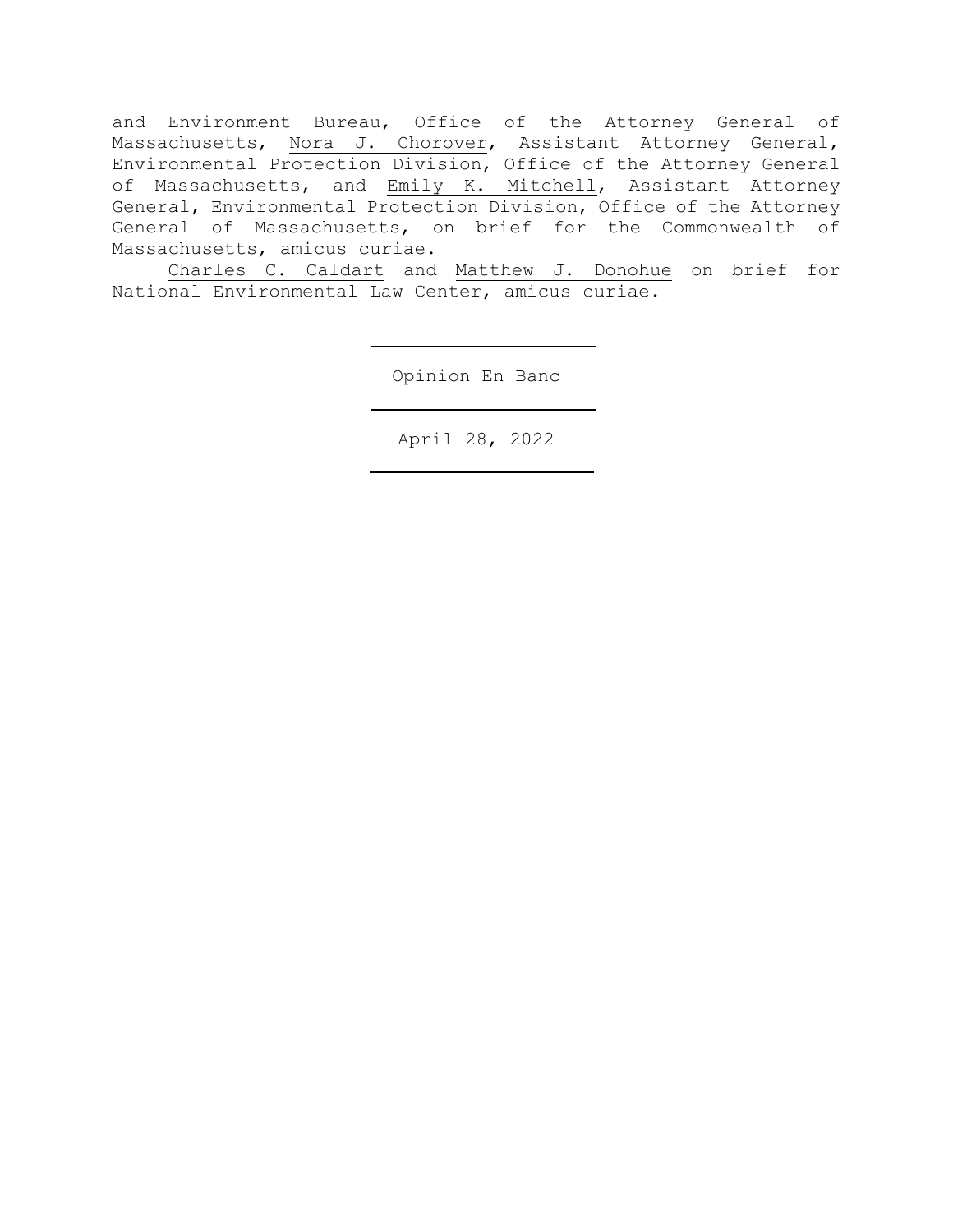and Environment Bureau, Office of the Attorney General of Massachusetts, Nora J. Chorover, Assistant Attorney General, Environmental Protection Division, Office of the Attorney General of Massachusetts, and Emily K. Mitchell, Assistant Attorney General, Environmental Protection Division, Office of the Attorney General of Massachusetts, on brief for the Commonwealth of Massachusetts, amicus curiae.

Charles C. Caldart and Matthew J. Donohue on brief for National Environmental Law Center, amicus curiae.

---

Opinion En Banc

---

April 28, 2022

---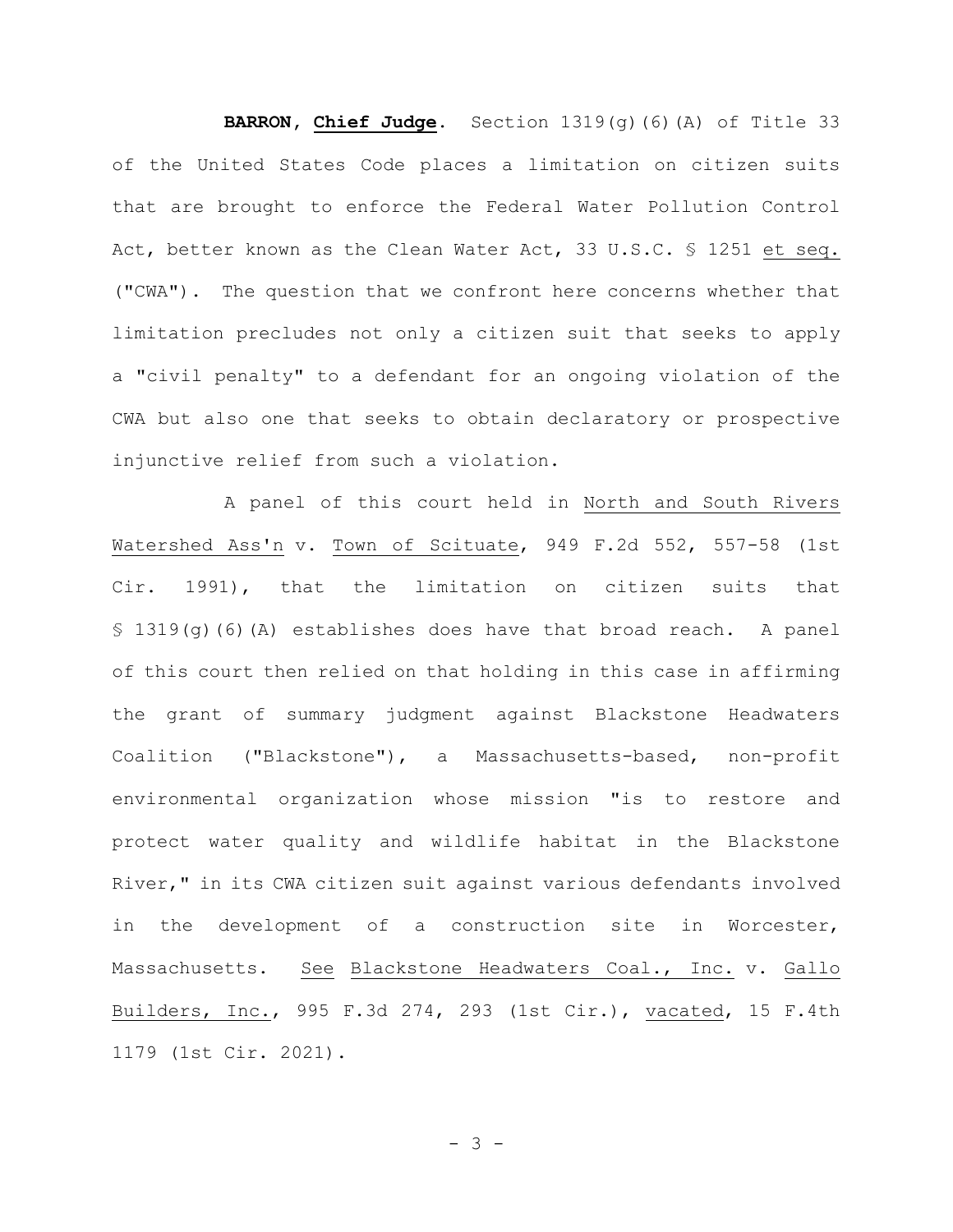**BARRON, Chief Judge.** Section 1319(g)(6)(A) of Title 33 of the United States Code places a limitation on citizen suits that are brought to enforce the Federal Water Pollution Control Act, better known as the Clean Water Act, 33 U.S.C. § 1251 et seq. ("CWA"). The question that we confront here concerns whether that limitation precludes not only a citizen suit that seeks to apply a "civil penalty" to a defendant for an ongoing violation of the CWA but also one that seeks to obtain declaratory or prospective injunctive relief from such a violation.

A panel of this court held in North and South Rivers Watershed Ass'n v. Town of Scituate, 949 F.2d 552, 557-58 (1st Cir. 1991), that the limitation on citizen suits that § 1319(g)(6)(A) establishes does have that broad reach. A panel of this court then relied on that holding in this case in affirming the grant of summary judgment against Blackstone Headwaters Coalition ("Blackstone"), a Massachusetts-based, non-profit environmental organization whose mission "is to restore and protect water quality and wildlife habitat in the Blackstone River," in its CWA citizen suit against various defendants involved in the development of a construction site in Worcester, Massachusetts. See Blackstone Headwaters Coal., Inc. v. Gallo Builders, Inc., 995 F.3d 274, 293 (1st Cir.), vacated, 15 F.4th 1179 (1st Cir. 2021).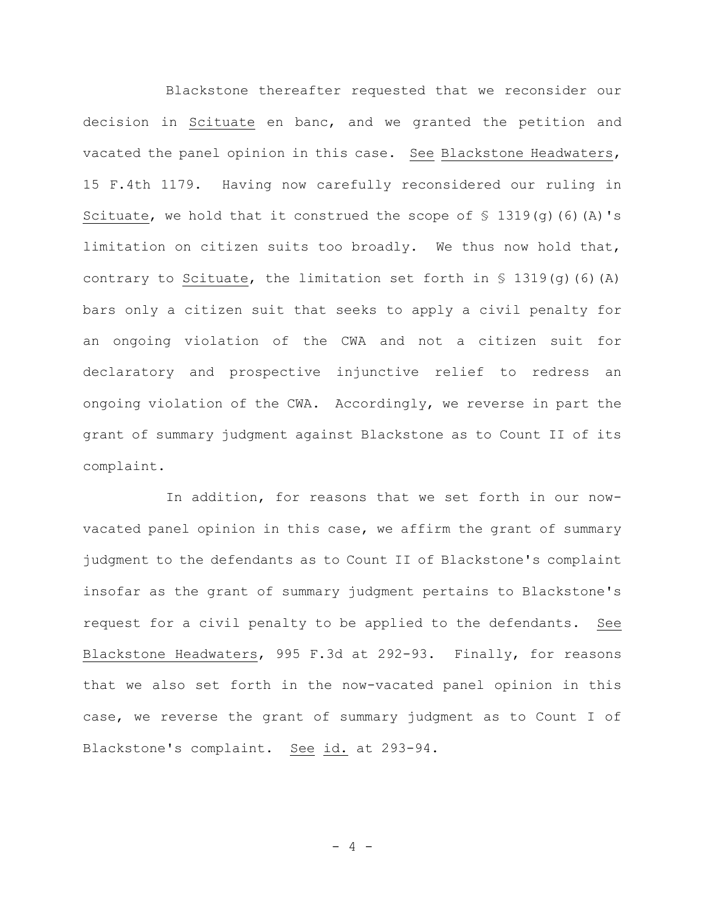Blackstone thereafter requested that we reconsider our decision in Scituate en banc, and we granted the petition and vacated the panel opinion in this case. See Blackstone Headwaters, 15 F.4th 1179. Having now carefully reconsidered our ruling in Scituate, we hold that it construed the scope of § 1319(g)(6)(A)'s limitation on citizen suits too broadly. We thus now hold that, contrary to Scituate, the limitation set forth in § 1319(g)(6)(A) bars only a citizen suit that seeks to apply a civil penalty for an ongoing violation of the CWA and not a citizen suit for declaratory and prospective injunctive relief to redress an ongoing violation of the CWA. Accordingly, we reverse in part the grant of summary judgment against Blackstone as to Count II of its complaint.

In addition, for reasons that we set forth in our now-vacated panel opinion in this case, we affirm the grant of summary judgment to the defendants as to Count II of Blackstone's complaint insofar as the grant of summary judgment pertains to Blackstone's request for a civil penalty to be applied to the defendants. See Blackstone Headwaters, 995 F.3d at 292-93. Finally, for reasons that we also set forth in the now-vacated panel opinion in this case, we reverse the grant of summary judgment as to Count I of Blackstone's complaint. See id. at 293-94.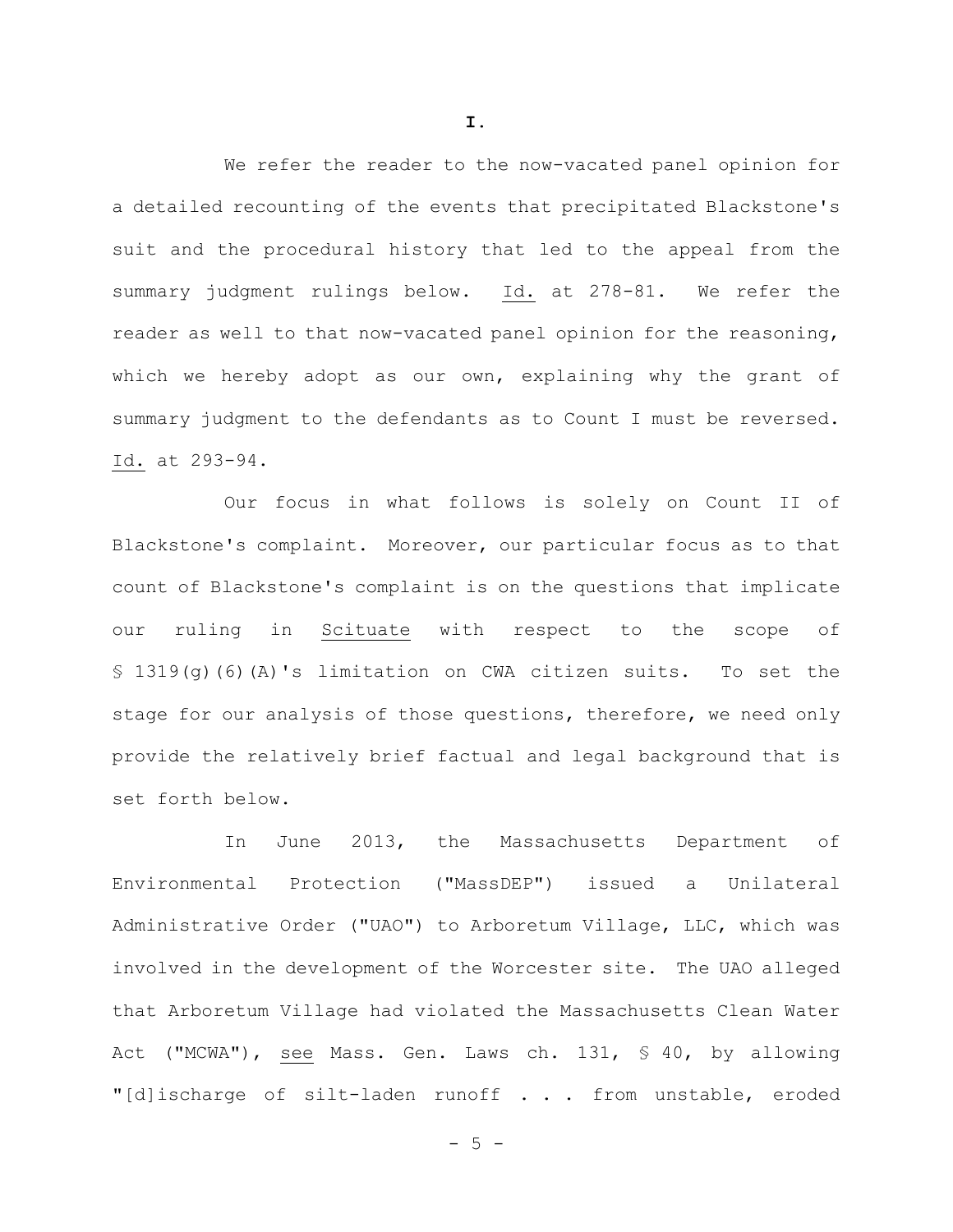**I.**

We refer the reader to the now-vacated panel opinion for a detailed recounting of the events that precipitated Blackstone's suit and the procedural history that led to the appeal from the summary judgment rulings below. Id. at 278-81. We refer the reader as well to that now-vacated panel opinion for the reasoning, which we hereby adopt as our own, explaining why the grant of summary judgment to the defendants as to Count I must be reversed. Id. at 293-94.

Our focus in what follows is solely on Count II of Blackstone's complaint. Moreover, our particular focus as to that count of Blackstone's complaint is on the questions that implicate our ruling in Scituate with respect to the scope of § 1319(g)(6)(A)'s limitation on CWA citizen suits. To set the stage for our analysis of those questions, therefore, we need only provide the relatively brief factual and legal background that is set forth below.

In June 2013, the Massachusetts Department of Environmental Protection ("MassDEP") issued a Unilateral Administrative Order ("UAO") to Arboretum Village, LLC, which was involved in the development of the Worcester site. The UAO alleged that Arboretum Village had violated the Massachusetts Clean Water Act ("MCWA"), see Mass. Gen. Laws ch. 131, § 40, by allowing "[d]ischarge of silt-laden runoff . . . from unstable, eroded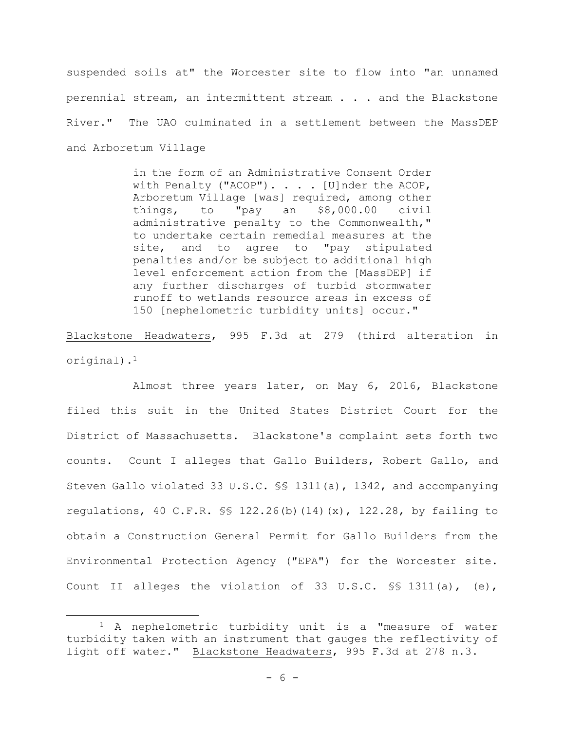suspended soils at" the Worcester site to flow into "an unnamed perennial stream, an intermittent stream . . . and the Blackstone River." The UAO culminated in a settlement between the MassDEP and Arboretum Village

> in the form of an Administrative Consent Order with Penalty ("ACOP"). . . . [U]nder the ACOP, Arboretum Village [was] required, among other things, to "pay an $8,000.00 civil administrative penalty to the Commonwealth," to undertake certain remedial measures at the site, and to agree to "pay stipulated penalties and/or be subject to additional high level enforcement action from the [MassDEP] if any further discharges of turbid stormwater runoff to wetlands resource areas in excess of 150 [nephelometric turbidity units] occur."

Blackstone Headwaters, 995 F.3d at 279 (third alteration in original).[1]

Almost three years later, on May 6, 2016, Blackstone filed this suit in the United States District Court for the District of Massachusetts. Blackstone's complaint sets forth two counts. Count I alleges that Gallo Builders, Robert Gallo, and Steven Gallo violated 33 U.S.C. §§ 1311(a), 1342, and accompanying regulations, 40 C.F.R. §§ 122.26(b)(14)(x), 122.28, by failing to obtain a Construction General Permit for Gallo Builders from the Environmental Protection Agency ("EPA") for the Worcester site. Count II alleges the violation of 33 U.S.C. §§ 1311(a), (e),

---

[1] A nephelometric turbidity unit is a "measure of water turbidity taken with an instrument that gauges the reflectivity of light off water." Blackstone Headwaters, 995 F.3d at 278 n.3.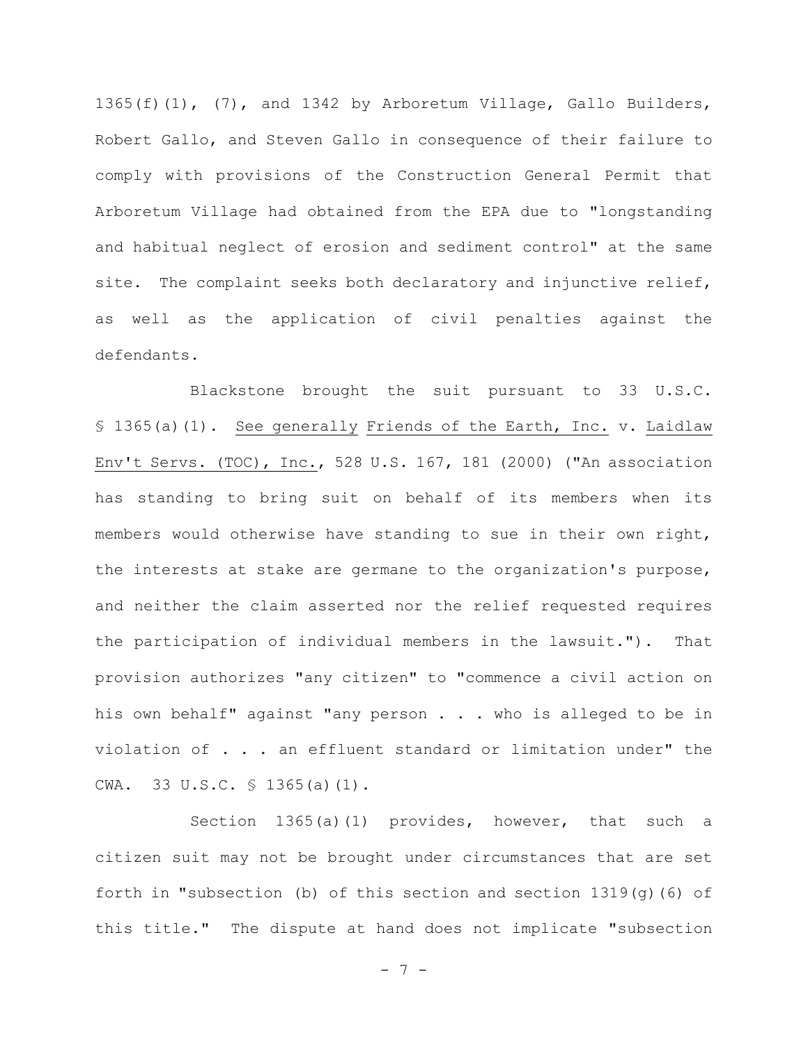1365(f)(1), (7), and 1342 by Arboretum Village, Gallo Builders, Robert Gallo, and Steven Gallo in consequence of their failure to comply with provisions of the Construction General Permit that Arboretum Village had obtained from the EPA due to "longstanding and habitual neglect of erosion and sediment control" at the same site. The complaint seeks both declaratory and injunctive relief, as well as the application of civil penalties against the defendants.

Blackstone brought the suit pursuant to 33 U.S.C. § 1365(a)(1). See generally Friends of the Earth, Inc. v. Laidlaw Env't Servs. (TOC), Inc., 528 U.S. 167, 181 (2000) ("An association has standing to bring suit on behalf of its members when its members would otherwise have standing to sue in their own right, the interests at stake are germane to the organization's purpose, and neither the claim asserted nor the relief requested requires the participation of individual members in the lawsuit."). That provision authorizes "any citizen" to "commence a civil action on his own behalf" against "any person . . . who is alleged to be in violation of . . . an effluent standard or limitation under" the CWA. 33 U.S.C. § 1365(a)(1).

Section 1365(a)(1) provides, however, that such a citizen suit may not be brought under circumstances that are set forth in "subsection (b) of this section and section 1319(g)(6) of this title." The dispute at hand does not implicate "subsection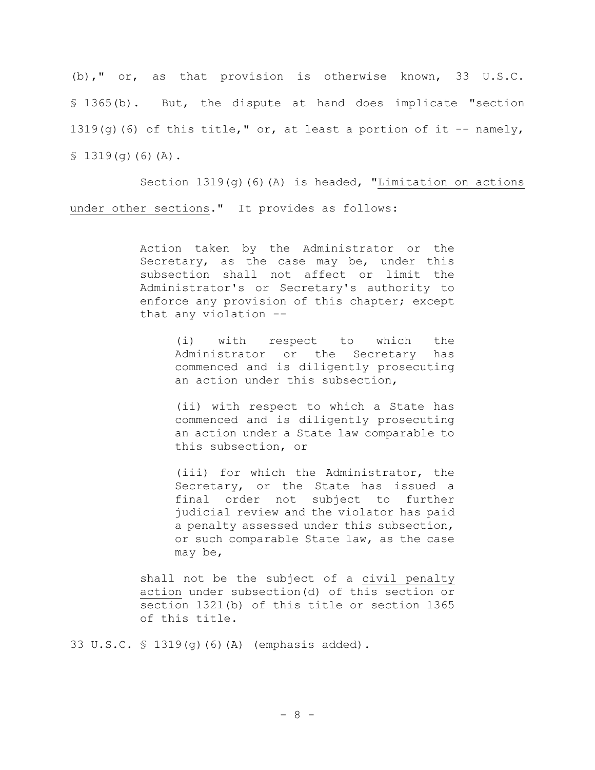(b)," or, as that provision is otherwise known, 33 U.S.C. § 1365(b). But, the dispute at hand does implicate "section 1319(g)(6) of this title," or, at least a portion of it -- namely, § 1319(g)(6)(A).

Section 1319(g)(6)(A) is headed, "Limitation on actions under other sections." It provides as follows:

> Action taken by the Administrator or the Secretary, as the case may be, under this subsection shall not affect or limit the Administrator's or Secretary's authority to enforce any provision of this chapter; except that any violation --
>
> (i) with respect to which the Administrator or the Secretary has commenced and is diligently prosecuting an action under this subsection,
>
> (ii) with respect to which a State has commenced and is diligently prosecuting an action under a State law comparable to this subsection, or
>
> (iii) for which the Administrator, the Secretary, or the State has issued a final order not subject to further judicial review and the violator has paid a penalty assessed under this subsection, or such comparable State law, as the case may be,
>
> shall not be the subject of a civil penalty action under subsection(d) of this section or section 1321(b) of this title or section 1365 of this title.

33 U.S.C. § 1319(g)(6)(A) (emphasis added).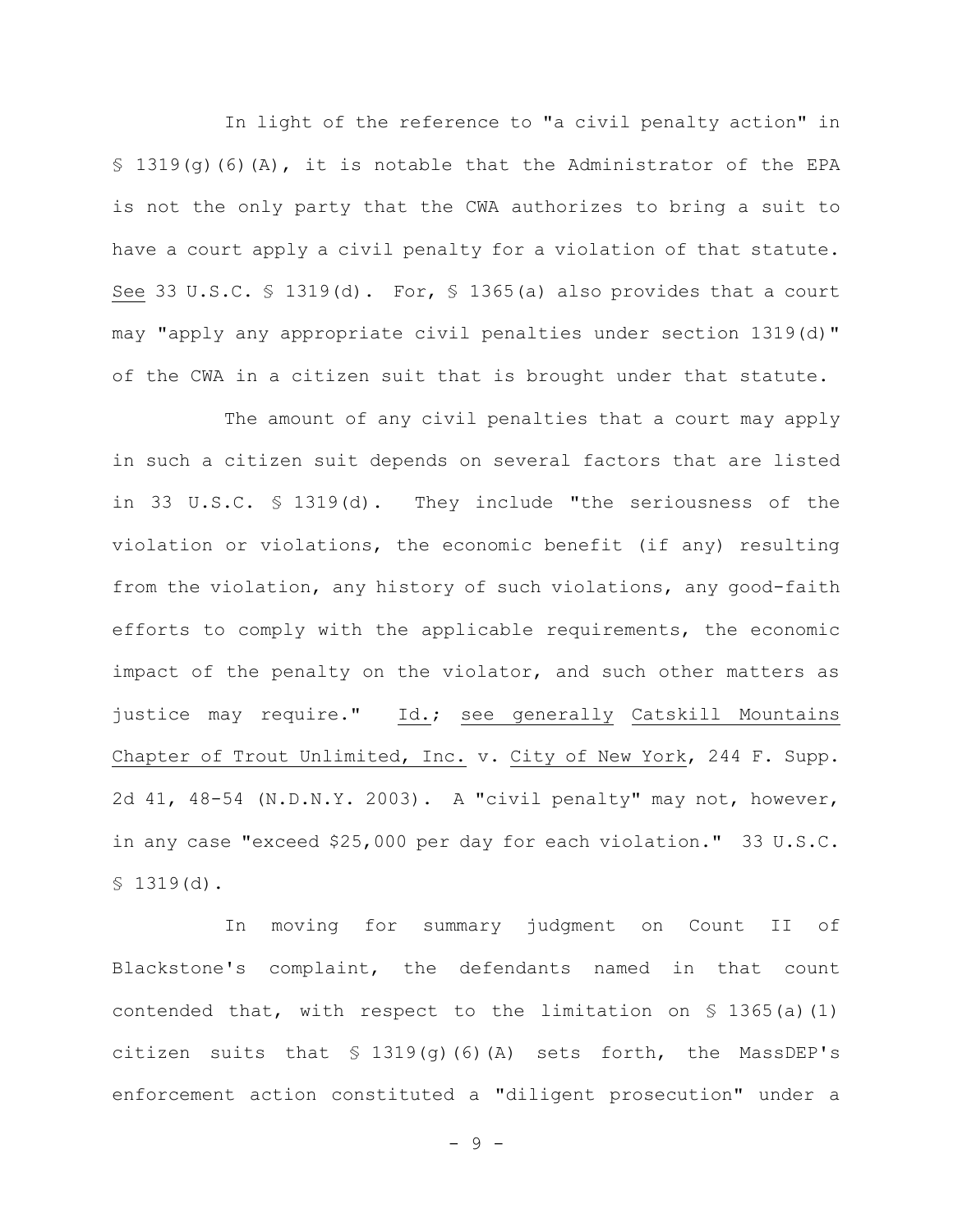In light of the reference to "a civil penalty action" in § 1319(g)(6)(A), it is notable that the Administrator of the EPA is not the only party that the CWA authorizes to bring a suit to have a court apply a civil penalty for a violation of that statute. See 33 U.S.C. § 1319(d). For, § 1365(a) also provides that a court may "apply any appropriate civil penalties under section 1319(d)" of the CWA in a citizen suit that is brought under that statute.

The amount of any civil penalties that a court may apply in such a citizen suit depends on several factors that are listed in 33 U.S.C. § 1319(d). They include "the seriousness of the violation or violations, the economic benefit (if any) resulting from the violation, any history of such violations, any good-faith efforts to comply with the applicable requirements, the economic impact of the penalty on the violator, and such other matters as justice may require." Id.; see generally Catskill Mountains Chapter of Trout Unlimited, Inc. v. City of New York, 244 F. Supp. 2d 41, 48-54 (N.D.N.Y. 2003). A "civil penalty" may not, however, in any case "exceed $25,000 per day for each violation." 33 U.S.C. § 1319(d).

In moving for summary judgment on Count II of Blackstone's complaint, the defendants named in that count contended that, with respect to the limitation on § 1365(a)(1) citizen suits that § 1319(g)(6)(A) sets forth, the MassDEP's enforcement action constituted a "diligent prosecution" under a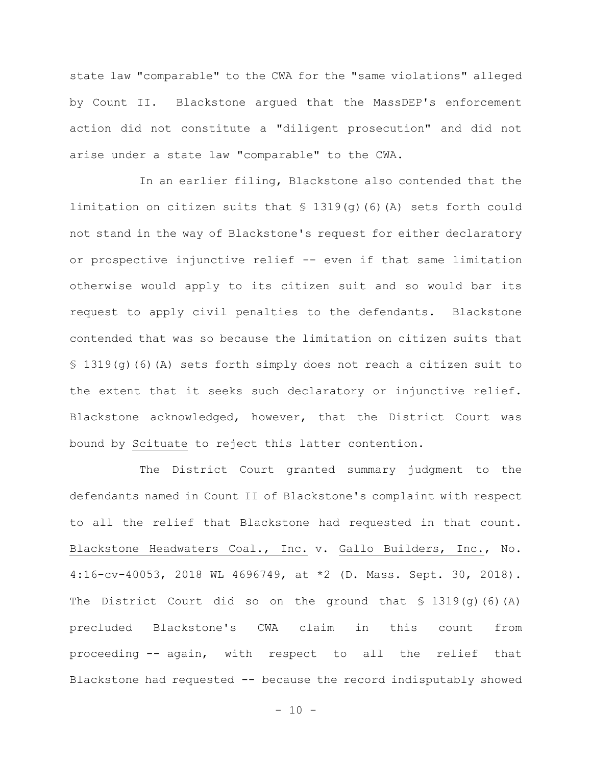state law "comparable" to the CWA for the "same violations" alleged by Count II. Blackstone argued that the MassDEP's enforcement action did not constitute a "diligent prosecution" and did not arise under a state law "comparable" to the CWA.

In an earlier filing, Blackstone also contended that the limitation on citizen suits that § 1319(g)(6)(A) sets forth could not stand in the way of Blackstone's request for either declaratory or prospective injunctive relief -- even if that same limitation otherwise would apply to its citizen suit and so would bar its request to apply civil penalties to the defendants. Blackstone contended that was so because the limitation on citizen suits that § 1319(g)(6)(A) sets forth simply does not reach a citizen suit to the extent that it seeks such declaratory or injunctive relief. Blackstone acknowledged, however, that the District Court was bound by Scituate to reject this latter contention.

The District Court granted summary judgment to the defendants named in Count II of Blackstone's complaint with respect to all the relief that Blackstone had requested in that count. Blackstone Headwaters Coal., Inc. v. Gallo Builders, Inc., No. 4:16-cv-40053, 2018 WL 4696749, at *2 (D. Mass. Sept. 30, 2018). The District Court did so on the ground that § 1319(g)(6)(A) precluded Blackstone's CWA claim in this count from proceeding -- again, with respect to all the relief that Blackstone had requested -- because the record indisputably showed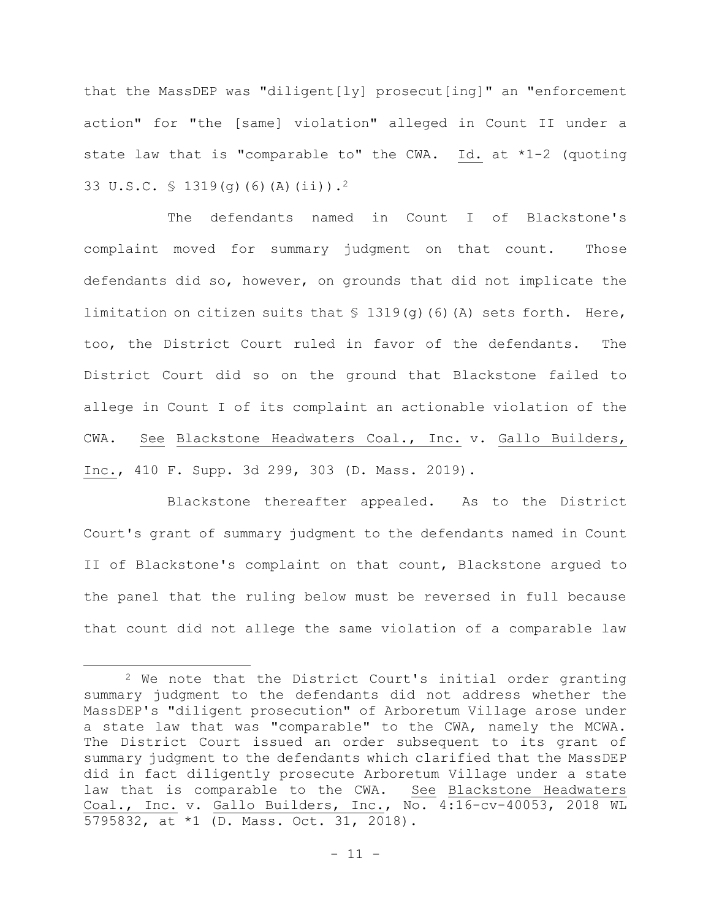that the MassDEP was "diligent[ly] prosecut[ing]" an "enforcement action" for "the [same] violation" alleged in Count II under a state law that is "comparable to" the CWA. Id. at *1-2 (quoting 33 U.S.C. § 1319(g)(6)(A)(ii)).[2]

The defendants named in Count I of Blackstone's complaint moved for summary judgment on that count. Those defendants did so, however, on grounds that did not implicate the limitation on citizen suits that § 1319(g)(6)(A) sets forth. Here, too, the District Court ruled in favor of the defendants. The District Court did so on the ground that Blackstone failed to allege in Count I of its complaint an actionable violation of the CWA. See Blackstone Headwaters Coal., Inc. v. Gallo Builders, Inc., 410 F. Supp. 3d 299, 303 (D. Mass. 2019).

Blackstone thereafter appealed. As to the District Court's grant of summary judgment to the defendants named in Count II of Blackstone's complaint on that count, Blackstone argued to the panel that the ruling below must be reversed in full because that count did not allege the same violation of a comparable law

[2] We note that the District Court's initial order granting summary judgment to the defendants did not address whether the MassDEP's "diligent prosecution" of Arboretum Village arose under a state law that was "comparable" to the CWA, namely the MCWA. The District Court issued an order subsequent to its grant of summary judgment to the defendants which clarified that the MassDEP did in fact diligently prosecute Arboretum Village under a state law that is comparable to the CWA. See Blackstone Headwaters Coal., Inc. v. Gallo Builders, Inc., No. 4:16-cv-40053, 2018 WL 5795832, at *1 (D. Mass. Oct. 31, 2018).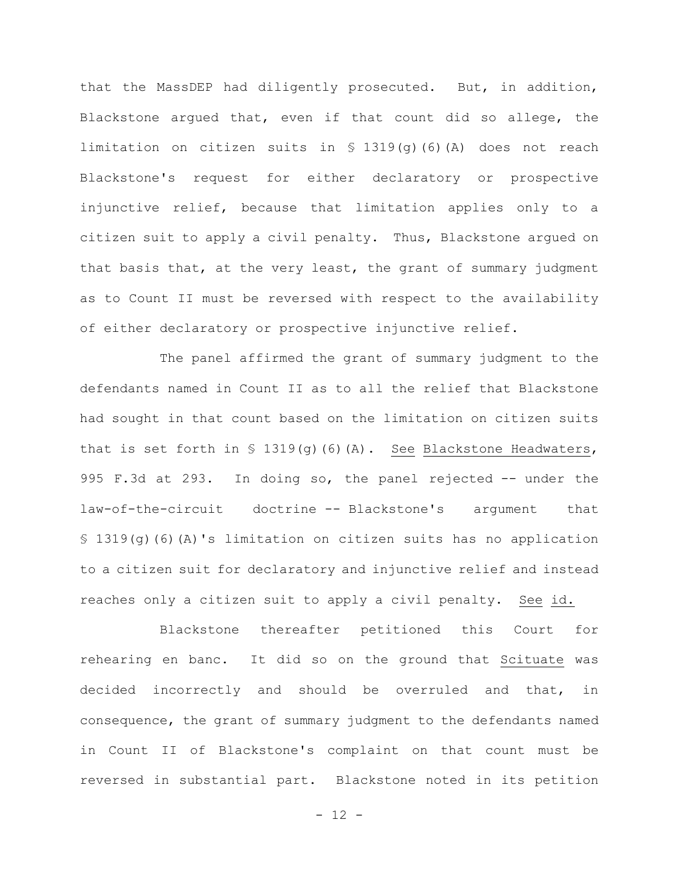that the MassDEP had diligently prosecuted. But, in addition, Blackstone argued that, even if that count did so allege, the limitation on citizen suits in § 1319(g)(6)(A) does not reach Blackstone's request for either declaratory or prospective injunctive relief, because that limitation applies only to a citizen suit to apply a civil penalty. Thus, Blackstone argued on that basis that, at the very least, the grant of summary judgment as to Count II must be reversed with respect to the availability of either declaratory or prospective injunctive relief.

The panel affirmed the grant of summary judgment to the defendants named in Count II as to all the relief that Blackstone had sought in that count based on the limitation on citizen suits that is set forth in § 1319(g)(6)(A). See Blackstone Headwaters, 995 F.3d at 293. In doing so, the panel rejected -- under the law-of-the-circuit doctrine -- Blackstone's argument that § 1319(g)(6)(A)'s limitation on citizen suits has no application to a citizen suit for declaratory and injunctive relief and instead reaches only a citizen suit to apply a civil penalty. See id.

Blackstone thereafter petitioned this Court for rehearing en banc. It did so on the ground that Scituate was decided incorrectly and should be overruled and that, in consequence, the grant of summary judgment to the defendants named in Count II of Blackstone's complaint on that count must be reversed in substantial part. Blackstone noted in its petition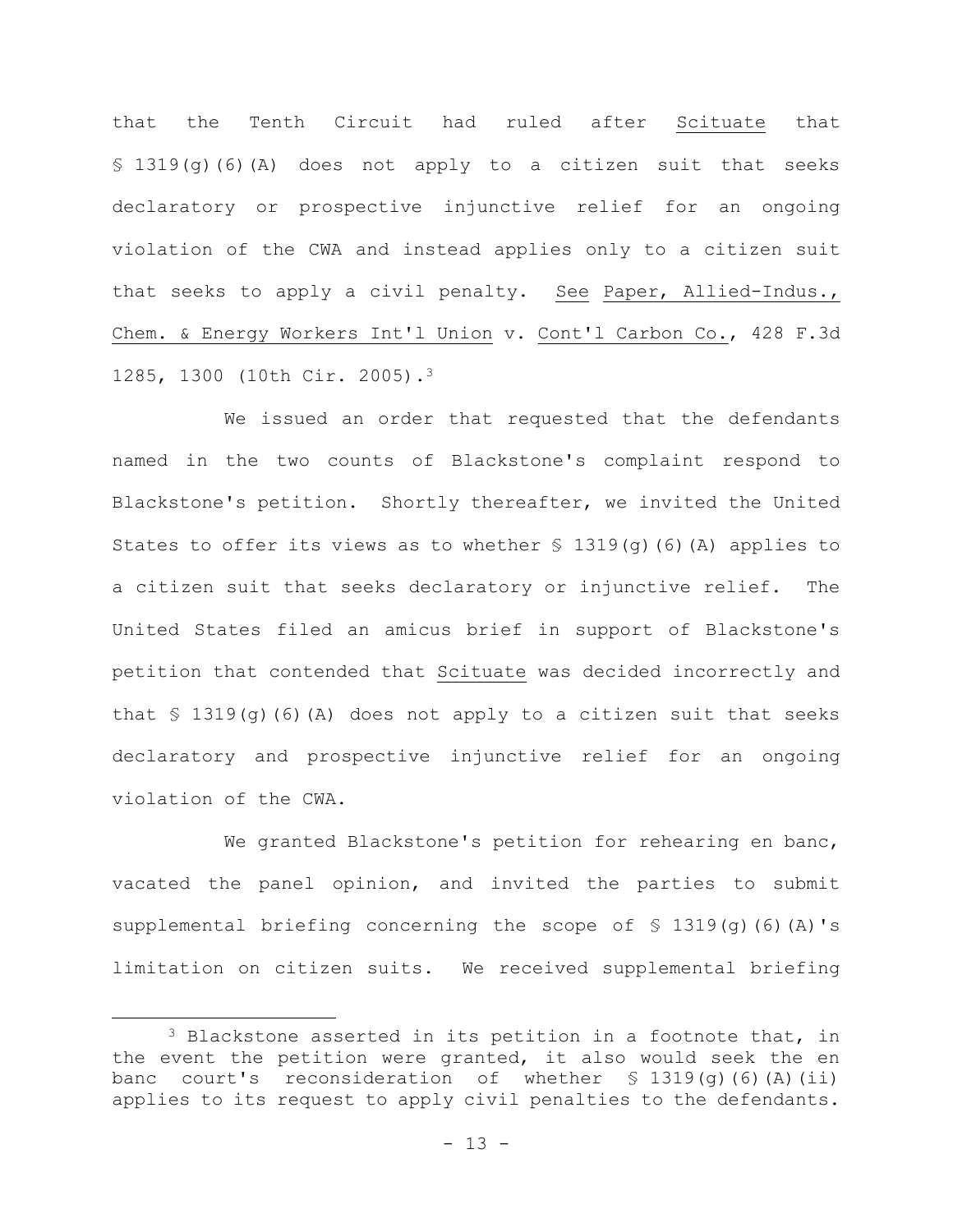that the Tenth Circuit had ruled after Scituate that § 1319(g)(6)(A) does not apply to a citizen suit that seeks declaratory or prospective injunctive relief for an ongoing violation of the CWA and instead applies only to a citizen suit that seeks to apply a civil penalty. See Paper, Allied-Indus., Chem. & Energy Workers Int'l Union v. Cont'l Carbon Co., 428 F.3d 1285, 1300 (10th Cir. 2005).[3]

We issued an order that requested that the defendants named in the two counts of Blackstone's complaint respond to Blackstone's petition. Shortly thereafter, we invited the United States to offer its views as to whether § 1319(g)(6)(A) applies to a citizen suit that seeks declaratory or injunctive relief. The United States filed an amicus brief in support of Blackstone's petition that contended that Scituate was decided incorrectly and that § 1319(g)(6)(A) does not apply to a citizen suit that seeks declaratory and prospective injunctive relief for an ongoing violation of the CWA.

We granted Blackstone's petition for rehearing en banc, vacated the panel opinion, and invited the parties to submit supplemental briefing concerning the scope of § 1319(g)(6)(A)'s limitation on citizen suits. We received supplemental briefing

[3] Blackstone asserted in its petition in a footnote that, in the event the petition were granted, it also would seek the en banc court's reconsideration of whether § 1319(g)(6)(A)(ii) applies to its request to apply civil penalties to the defendants.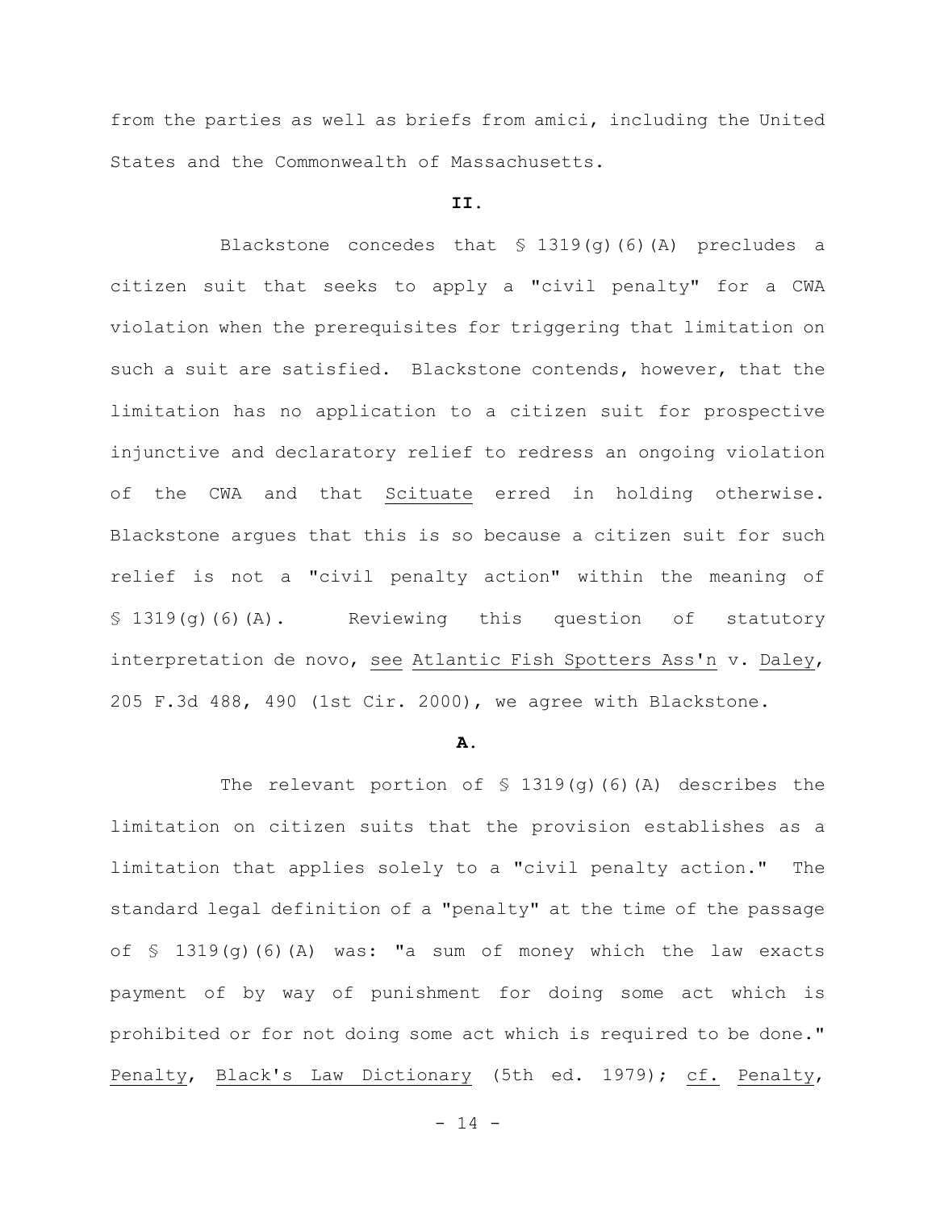from the parties as well as briefs from amici, including the United States and the Commonwealth of Massachusetts.

**II.**

Blackstone concedes that § 1319(g)(6)(A) precludes a citizen suit that seeks to apply a "civil penalty" for a CWA violation when the prerequisites for triggering that limitation on such a suit are satisfied. Blackstone contends, however, that the limitation has no application to a citizen suit for prospective injunctive and declaratory relief to redress an ongoing violation of the CWA and that Scituate erred in holding otherwise. Blackstone argues that this is so because a citizen suit for such relief is not a "civil penalty action" within the meaning of § 1319(g)(6)(A). Reviewing this question of statutory interpretation de novo, see Atlantic Fish Spotters Ass'n v. Daley, 205 F.3d 488, 490 (1st Cir. 2000), we agree with Blackstone.

**A.**

The relevant portion of § 1319(g)(6)(A) describes the limitation on citizen suits that the provision establishes as a limitation that applies solely to a "civil penalty action." The standard legal definition of a "penalty" at the time of the passage of § 1319(g)(6)(A) was: "a sum of money which the law exacts payment of by way of punishment for doing some act which is prohibited or for not doing some act which is required to be done." Penalty, Black's Law Dictionary (5th ed. 1979); cf. Penalty,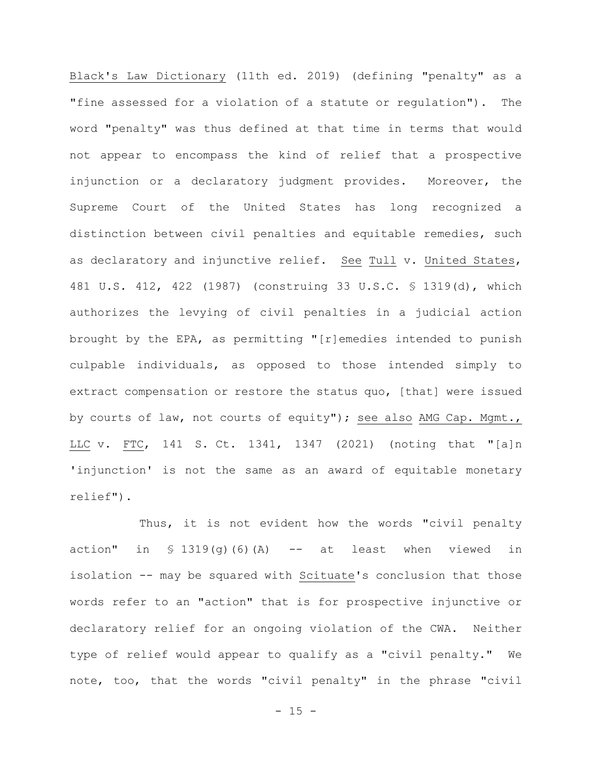Black's Law Dictionary (11th ed. 2019) (defining "penalty" as a "fine assessed for a violation of a statute or regulation"). The word "penalty" was thus defined at that time in terms that would not appear to encompass the kind of relief that a prospective injunction or a declaratory judgment provides. Moreover, the Supreme Court of the United States has long recognized a distinction between civil penalties and equitable remedies, such as declaratory and injunctive relief. See Tull v. United States, 481 U.S. 412, 422 (1987) (construing 33 U.S.C. § 1319(d), which authorizes the levying of civil penalties in a judicial action brought by the EPA, as permitting "[r]emedies intended to punish culpable individuals, as opposed to those intended simply to extract compensation or restore the status quo, [that] were issued by courts of law, not courts of equity"); see also AMG Cap. Mgmt., LLC v. FTC, 141 S. Ct. 1341, 1347 (2021) (noting that "[a]n 'injunction' is not the same as an award of equitable monetary relief").

Thus, it is not evident how the words "civil penalty action" in § 1319(g)(6)(A) -- at least when viewed in isolation -- may be squared with Scituate's conclusion that those words refer to an "action" that is for prospective injunctive or declaratory relief for an ongoing violation of the CWA. Neither type of relief would appear to qualify as a "civil penalty." We note, too, that the words "civil penalty" in the phrase "civil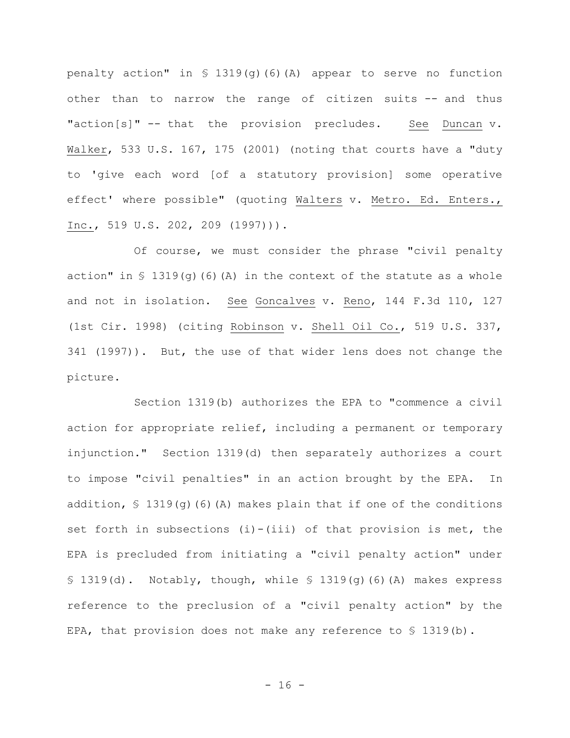penalty action" in § 1319(g)(6)(A) appear to serve no function other than to narrow the range of citizen suits -- and thus "action[s]" -- that the provision precludes. See Duncan v. Walker, 533 U.S. 167, 175 (2001) (noting that courts have a "duty to 'give each word [of a statutory provision] some operative effect' where possible" (quoting Walters v. Metro. Ed. Enters., Inc., 519 U.S. 202, 209 (1997))).

Of course, we must consider the phrase "civil penalty action" in § 1319(g)(6)(A) in the context of the statute as a whole and not in isolation. See Goncalves v. Reno, 144 F.3d 110, 127 (1st Cir. 1998) (citing Robinson v. Shell Oil Co., 519 U.S. 337, 341 (1997)). But, the use of that wider lens does not change the picture.

Section 1319(b) authorizes the EPA to "commence a civil action for appropriate relief, including a permanent or temporary injunction." Section 1319(d) then separately authorizes a court to impose "civil penalties" in an action brought by the EPA. In addition, § 1319(g)(6)(A) makes plain that if one of the conditions set forth in subsections (i)-(iii) of that provision is met, the EPA is precluded from initiating a "civil penalty action" under § 1319(d). Notably, though, while § 1319(g)(6)(A) makes express reference to the preclusion of a "civil penalty action" by the EPA, that provision does not make any reference to § 1319(b).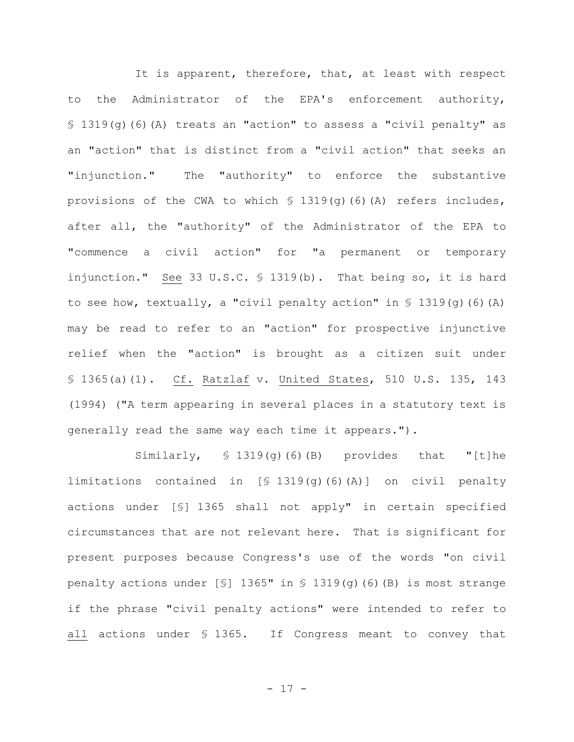It is apparent, therefore, that, at least with respect to the Administrator of the EPA's enforcement authority, § 1319(g)(6)(A) treats an "action" to assess a "civil penalty" as an "action" that is distinct from a "civil action" that seeks an "injunction." The "authority" to enforce the substantive provisions of the CWA to which § 1319(g)(6)(A) refers includes, after all, the "authority" of the Administrator of the EPA to "commence a civil action" for "a permanent or temporary injunction." See 33 U.S.C. § 1319(b). That being so, it is hard to see how, textually, a "civil penalty action" in § 1319(g)(6)(A) may be read to refer to an "action" for prospective injunctive relief when the "action" is brought as a citizen suit under § 1365(a)(1). Cf. Ratzlaf v. United States, 510 U.S. 135, 143 (1994) ("A term appearing in several places in a statutory text is generally read the same way each time it appears.").

Similarly, § 1319(g)(6)(B) provides that "[t]he limitations contained in [§ 1319(g)(6)(A)] on civil penalty actions under [§] 1365 shall not apply" in certain specified circumstances that are not relevant here. That is significant for present purposes because Congress's use of the words "on civil penalty actions under [§] 1365" in § 1319(g)(6)(B) is most strange if the phrase "civil penalty actions" were intended to refer to all actions under § 1365. If Congress meant to convey that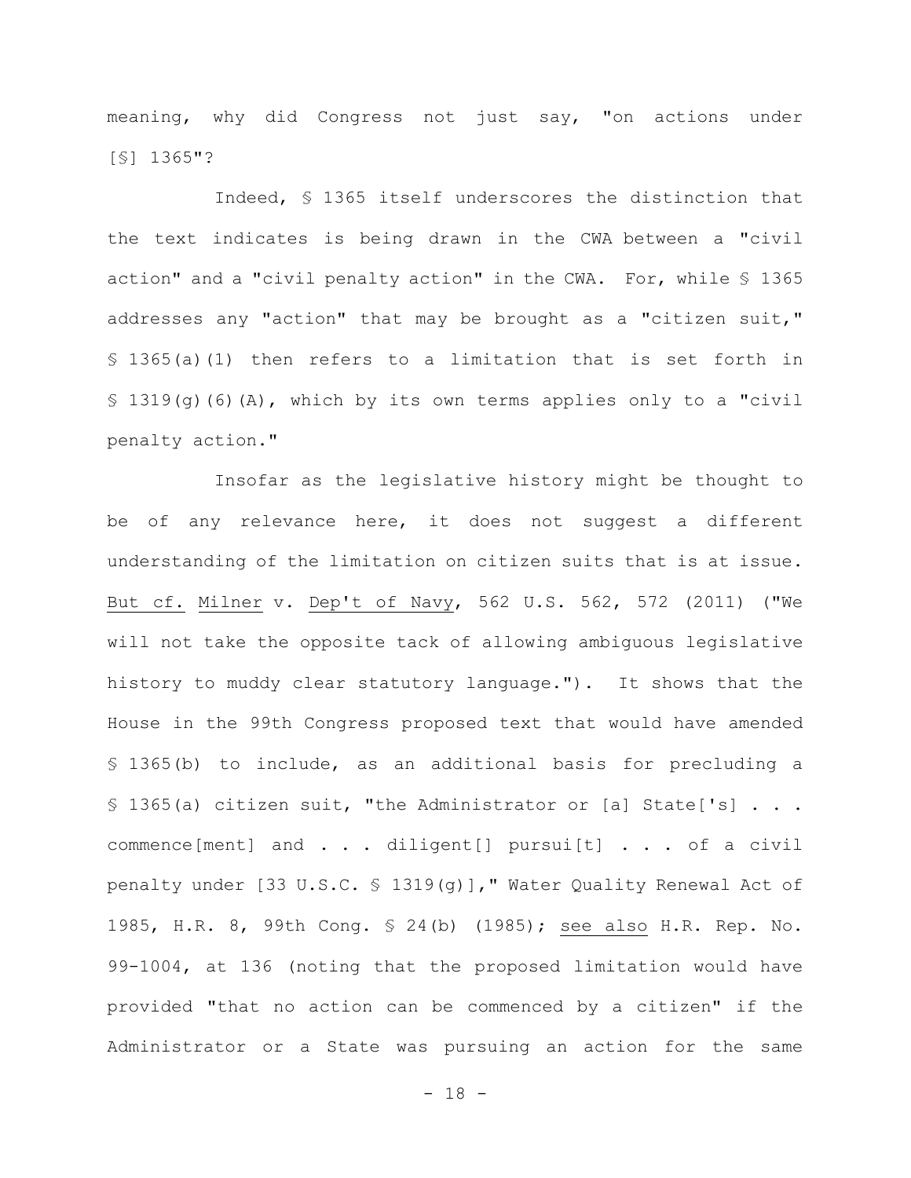meaning, why did Congress not just say, "on actions under [§] 1365"?

Indeed, § 1365 itself underscores the distinction that the text indicates is being drawn in the CWA between a "civil action" and a "civil penalty action" in the CWA. For, while § 1365 addresses any "action" that may be brought as a "citizen suit," § 1365(a)(1) then refers to a limitation that is set forth in § 1319(g)(6)(A), which by its own terms applies only to a "civil penalty action."

Insofar as the legislative history might be thought to be of any relevance here, it does not suggest a different understanding of the limitation on citizen suits that is at issue. But cf. Milner v. Dep't of Navy, 562 U.S. 562, 572 (2011) ("We will not take the opposite tack of allowing ambiguous legislative history to muddy clear statutory language."). It shows that the House in the 99th Congress proposed text that would have amended § 1365(b) to include, as an additional basis for precluding a § 1365(a) citizen suit, "the Administrator or [a] State['s] . . . commence[ment] and . . . diligent[] pursui[t] . . . of a civil penalty under [33 U.S.C. § 1319(g)]," Water Quality Renewal Act of 1985, H.R. 8, 99th Cong. § 24(b) (1985); see also H.R. Rep. No. 99-1004, at 136 (noting that the proposed limitation would have provided "that no action can be commenced by a citizen" if the Administrator or a State was pursuing an action for the same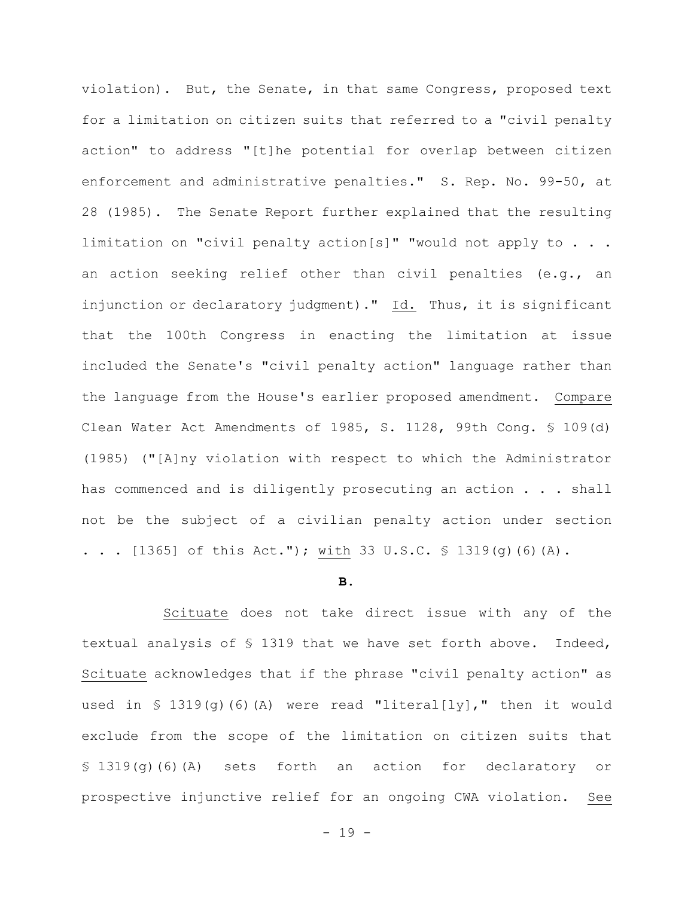violation). But, the Senate, in that same Congress, proposed text for a limitation on citizen suits that referred to a "civil penalty action" to address "[t]he potential for overlap between citizen enforcement and administrative penalties." S. Rep. No. 99-50, at 28 (1985). The Senate Report further explained that the resulting limitation on "civil penalty action[s]" "would not apply to . . . an action seeking relief other than civil penalties (e.g., an injunction or declaratory judgment)." Id. Thus, it is significant that the 100th Congress in enacting the limitation at issue included the Senate's "civil penalty action" language rather than the language from the House's earlier proposed amendment. Compare Clean Water Act Amendments of 1985, S. 1128, 99th Cong. § 109(d) (1985) ("[A]ny violation with respect to which the Administrator has commenced and is diligently prosecuting an action . . . shall not be the subject of a civilian penalty action under section . . . [1365] of this Act."); with 33 U.S.C. § 1319(g)(6)(A).

**B.**

Scituate does not take direct issue with any of the textual analysis of § 1319 that we have set forth above. Indeed, Scituate acknowledges that if the phrase "civil penalty action" as used in § 1319(g)(6)(A) were read "literal[ly]," then it would exclude from the scope of the limitation on citizen suits that § 1319(g)(6)(A) sets forth an action for declaratory or prospective injunctive relief for an ongoing CWA violation. See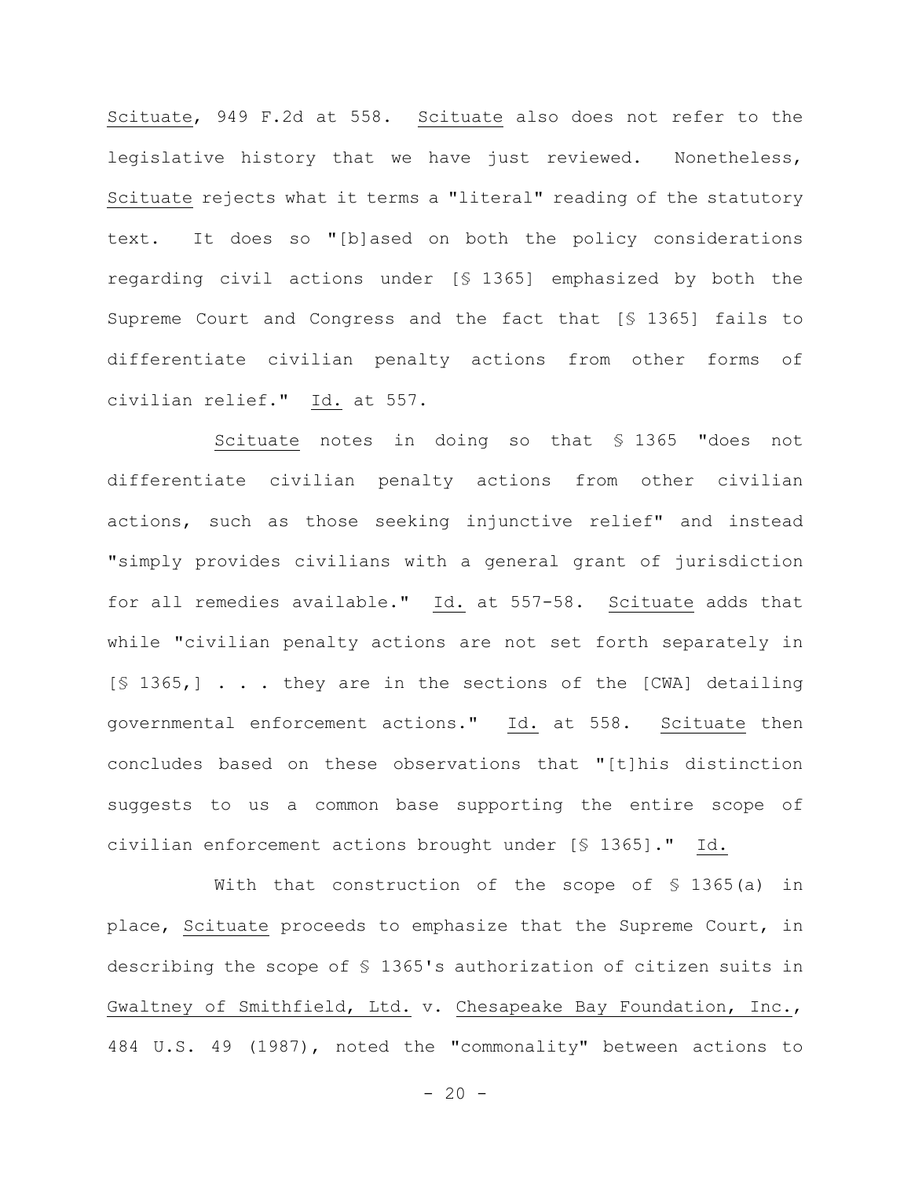Scituate, 949 F.2d at 558. Scituate also does not refer to the legislative history that we have just reviewed. Nonetheless, Scituate rejects what it terms a "literal" reading of the statutory text. It does so "[b]ased on both the policy considerations regarding civil actions under [§ 1365] emphasized by both the Supreme Court and Congress and the fact that [§ 1365] fails to differentiate civilian penalty actions from other forms of civilian relief." Id. at 557.

Scituate notes in doing so that § 1365 "does not differentiate civilian penalty actions from other civilian actions, such as those seeking injunctive relief" and instead "simply provides civilians with a general grant of jurisdiction for all remedies available." Id. at 557-58. Scituate adds that while "civilian penalty actions are not set forth separately in [§ 1365,] . . . they are in the sections of the [CWA] detailing governmental enforcement actions." Id. at 558. Scituate then concludes based on these observations that "[t]his distinction suggests to us a common base supporting the entire scope of civilian enforcement actions brought under [§ 1365]." Id.

With that construction of the scope of § 1365(a) in place, Scituate proceeds to emphasize that the Supreme Court, in describing the scope of § 1365's authorization of citizen suits in Gwaltney of Smithfield, Ltd. v. Chesapeake Bay Foundation, Inc., 484 U.S. 49 (1987), noted the "commonality" between actions to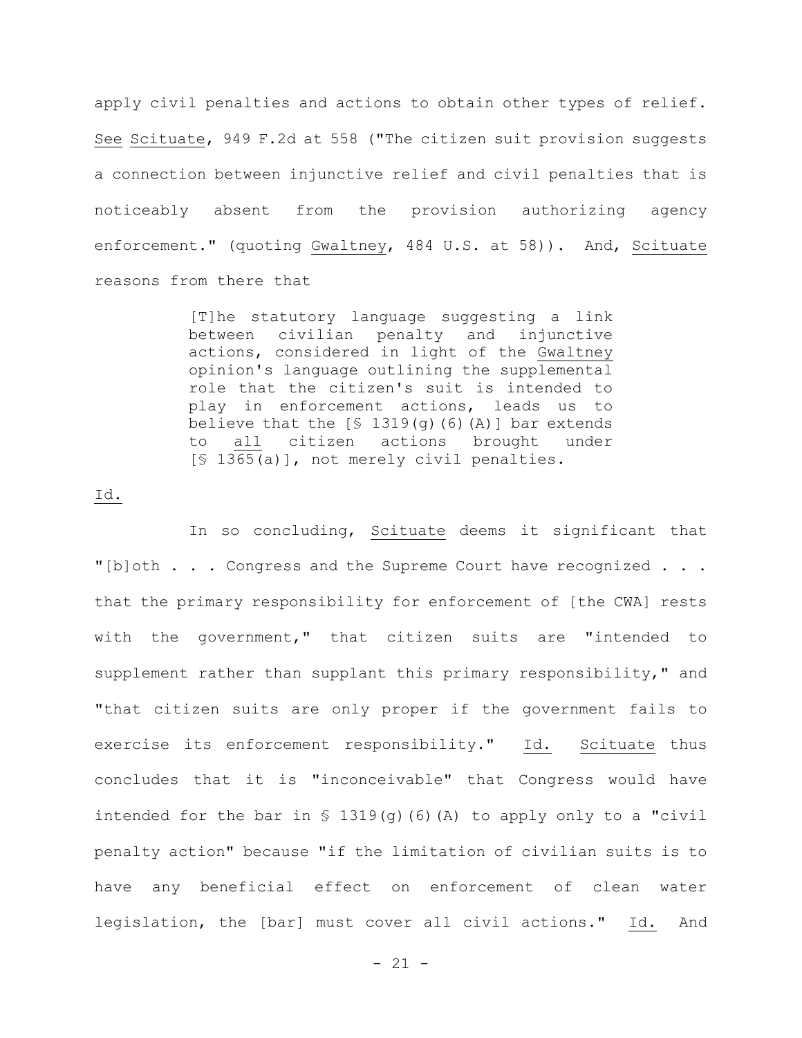apply civil penalties and actions to obtain other types of relief. See Scituate, 949 F.2d at 558 ("The citizen suit provision suggests a connection between injunctive relief and civil penalties that is noticeably absent from the provision authorizing agency enforcement." (quoting Gwaltney, 484 U.S. at 58)). And, Scituate reasons from there that

> [T]he statutory language suggesting a link between civilian penalty and injunctive actions, considered in light of the Gwaltney opinion's language outlining the supplemental role that the citizen's suit is intended to play in enforcement actions, leads us to believe that the [§ 1319(g)(6)(A)] bar extends to all citizen actions brought under [§ 1365(a)], not merely civil penalties.

Id.

In so concluding, Scituate deems it significant that "[b]oth . . . Congress and the Supreme Court have recognized . . . that the primary responsibility for enforcement of [the CWA] rests with the government," that citizen suits are "intended to supplement rather than supplant this primary responsibility," and "that citizen suits are only proper if the government fails to exercise its enforcement responsibility." Id. Scituate thus concludes that it is "inconceivable" that Congress would have intended for the bar in § 1319(g)(6)(A) to apply only to a "civil penalty action" because "if the limitation of civilian suits is to have any beneficial effect on enforcement of clean water legislation, the [bar] must cover all civil actions." Id. And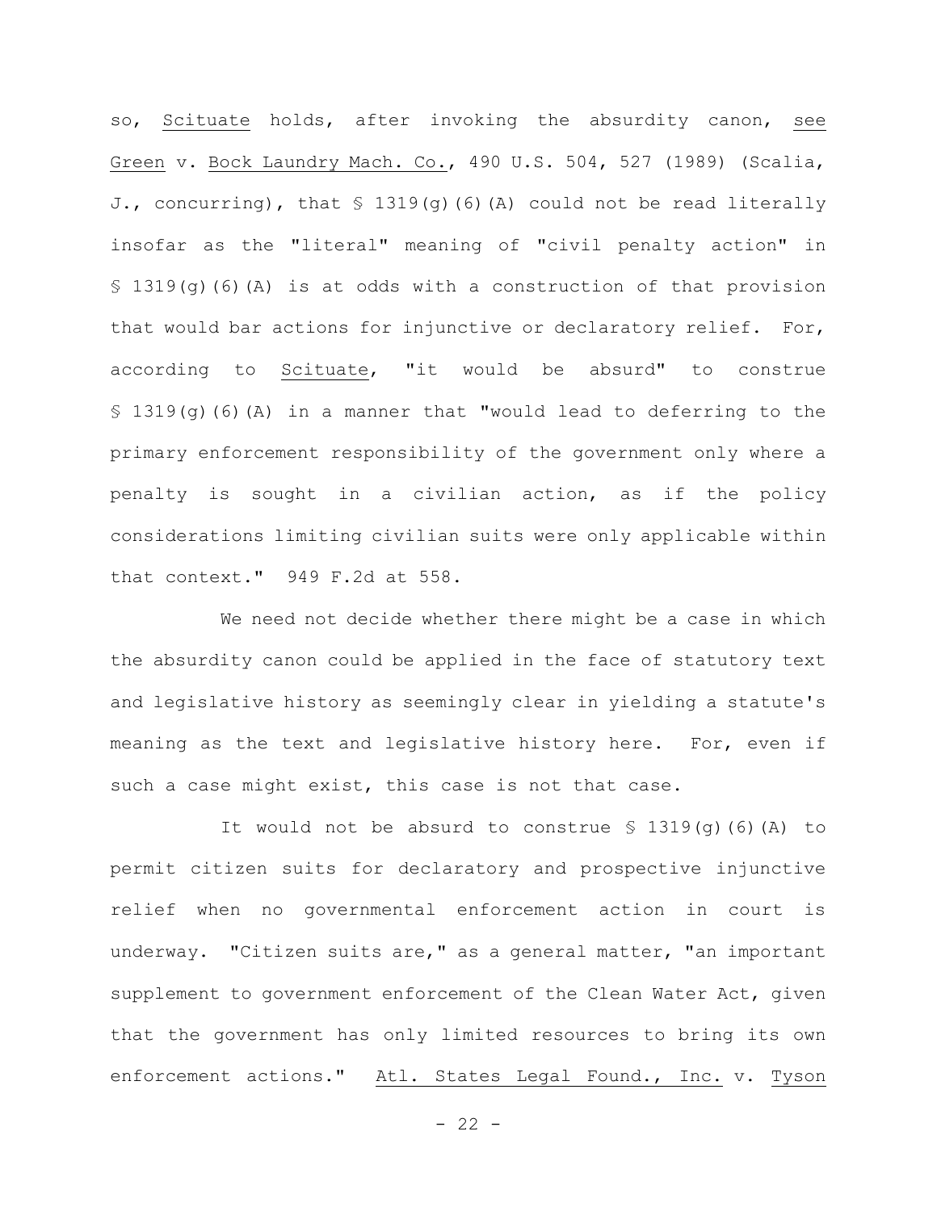so, Scituate holds, after invoking the absurdity canon, see Green v. Bock Laundry Mach. Co., 490 U.S. 504, 527 (1989) (Scalia, J., concurring), that § 1319(g)(6)(A) could not be read literally insofar as the "literal" meaning of "civil penalty action" in § 1319(g)(6)(A) is at odds with a construction of that provision that would bar actions for injunctive or declaratory relief. For, according to Scituate, "it would be absurd" to construe § 1319(g)(6)(A) in a manner that "would lead to deferring to the primary enforcement responsibility of the government only where a penalty is sought in a civilian action, as if the policy considerations limiting civilian suits were only applicable within that context." 949 F.2d at 558.

We need not decide whether there might be a case in which the absurdity canon could be applied in the face of statutory text and legislative history as seemingly clear in yielding a statute's meaning as the text and legislative history here. For, even if such a case might exist, this case is not that case.

It would not be absurd to construe § 1319(g)(6)(A) to permit citizen suits for declaratory and prospective injunctive relief when no governmental enforcement action in court is underway. "Citizen suits are," as a general matter, "an important supplement to government enforcement of the Clean Water Act, given that the government has only limited resources to bring its own enforcement actions." Atl. States Legal Found., Inc. v. Tyson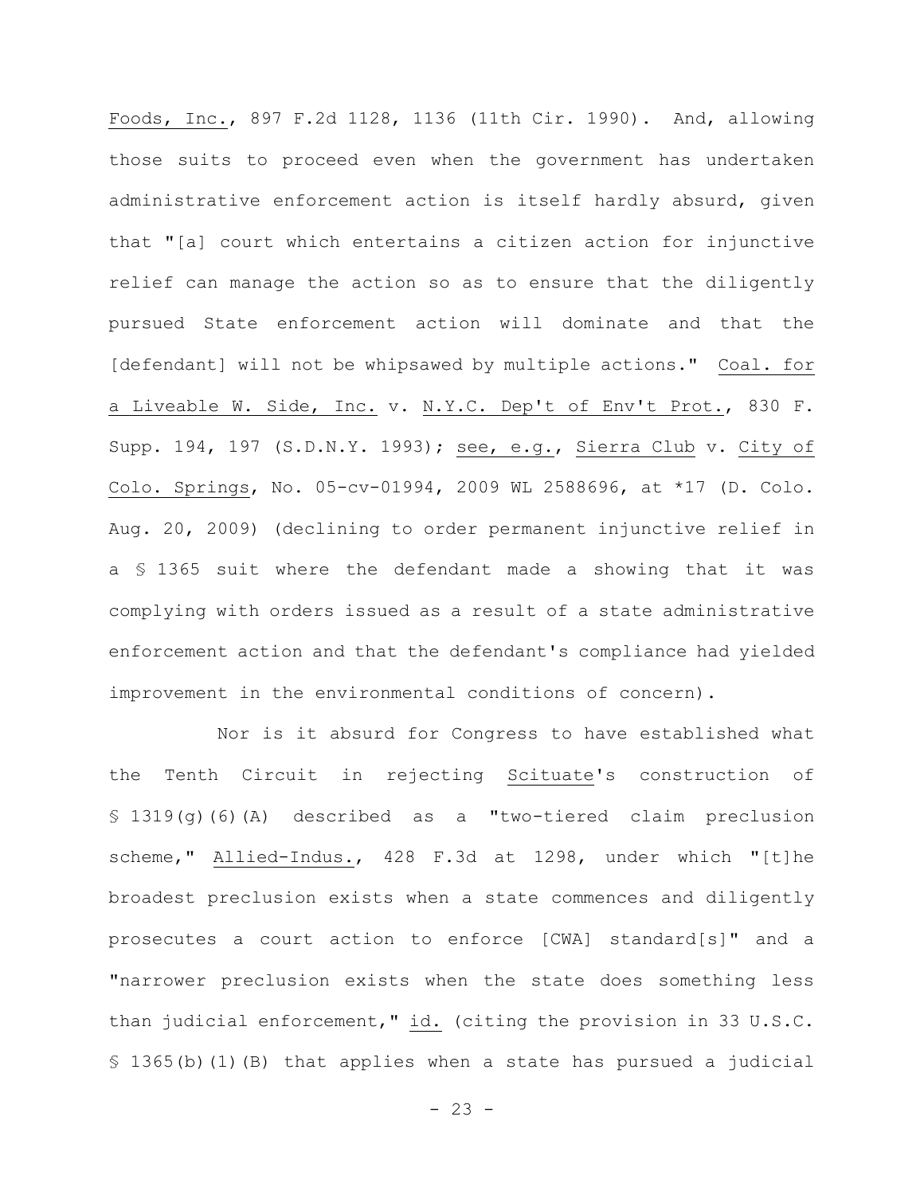Foods, Inc., 897 F.2d 1128, 1136 (11th Cir. 1990). And, allowing those suits to proceed even when the government has undertaken administrative enforcement action is itself hardly absurd, given that "[a] court which entertains a citizen action for injunctive relief can manage the action so as to ensure that the diligently pursued State enforcement action will dominate and that the [defendant] will not be whipsawed by multiple actions." Coal. for a Liveable W. Side, Inc. v. N.Y.C. Dep't of Env't Prot., 830 F. Supp. 194, 197 (S.D.N.Y. 1993); see, e.g., Sierra Club v. City of Colo. Springs, No. 05-cv-01994, 2009 WL 2588696, at *17 (D. Colo. Aug. 20, 2009) (declining to order permanent injunctive relief in a § 1365 suit where the defendant made a showing that it was complying with orders issued as a result of a state administrative enforcement action and that the defendant's compliance had yielded improvement in the environmental conditions of concern).

Nor is it absurd for Congress to have established what the Tenth Circuit in rejecting Scituate's construction of § 1319(g)(6)(A) described as a "two-tiered claim preclusion scheme," Allied-Indus., 428 F.3d at 1298, under which "[t]he broadest preclusion exists when a state commences and diligently prosecutes a court action to enforce [CWA] standard[s]" and a "narrower preclusion exists when the state does something less than judicial enforcement," id. (citing the provision in 33 U.S.C. § 1365(b)(1)(B) that applies when a state has pursued a judicial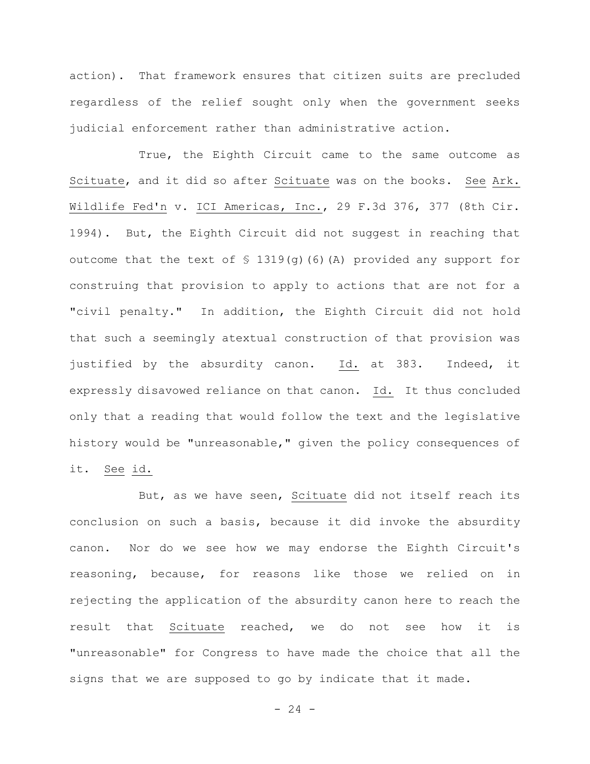action). That framework ensures that citizen suits are precluded regardless of the relief sought only when the government seeks judicial enforcement rather than administrative action.

True, the Eighth Circuit came to the same outcome as Scituate, and it did so after Scituate was on the books. See Ark. Wildlife Fed'n v. ICI Americas, Inc., 29 F.3d 376, 377 (8th Cir. 1994). But, the Eighth Circuit did not suggest in reaching that outcome that the text of § 1319(g)(6)(A) provided any support for construing that provision to apply to actions that are not for a "civil penalty." In addition, the Eighth Circuit did not hold that such a seemingly atextual construction of that provision was justified by the absurdity canon. Id. at 383. Indeed, it expressly disavowed reliance on that canon. Id. It thus concluded only that a reading that would follow the text and the legislative history would be "unreasonable," given the policy consequences of it. See id.

But, as we have seen, Scituate did not itself reach its conclusion on such a basis, because it did invoke the absurdity canon. Nor do we see how we may endorse the Eighth Circuit's reasoning, because, for reasons like those we relied on in rejecting the application of the absurdity canon here to reach the result that Scituate reached, we do not see how it is "unreasonable" for Congress to have made the choice that all the signs that we are supposed to go by indicate that it made.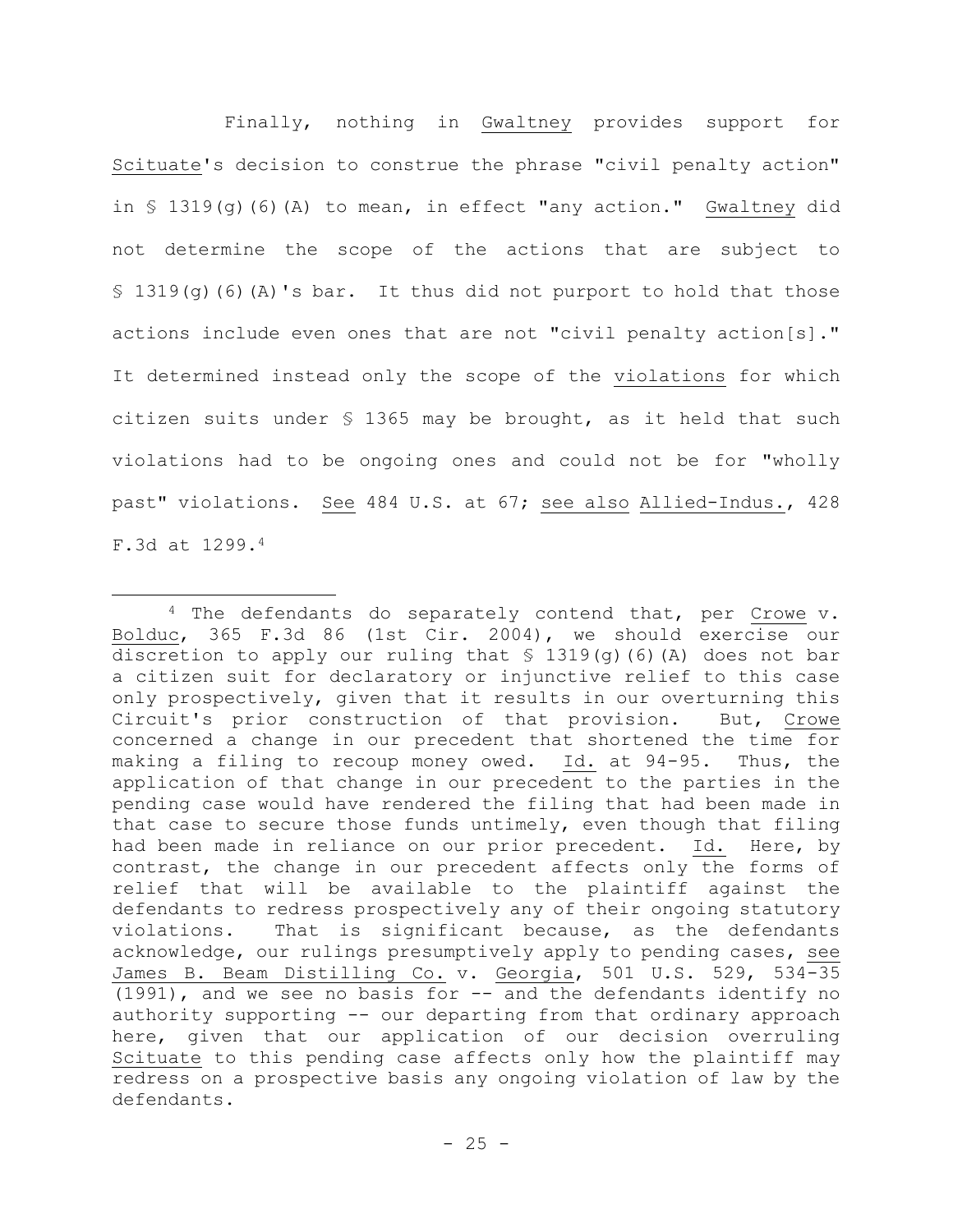Finally, nothing in Gwaltney provides support for Scituate's decision to construe the phrase "civil penalty action" in § 1319(g)(6)(A) to mean, in effect "any action." Gwaltney did not determine the scope of the actions that are subject to § 1319(g)(6)(A)'s bar. It thus did not purport to hold that those actions include even ones that are not "civil penalty action[s]." It determined instead only the scope of the violations for which citizen suits under § 1365 may be brought, as it held that such violations had to be ongoing ones and could not be for "wholly past" violations. See 484 U.S. at 67; see also Allied-Indus., 428 F.3d at 1299.[4]

---

[4] The defendants do separately contend that, per Crowe v. Bolduc, 365 F.3d 86 (1st Cir. 2004), we should exercise our discretion to apply our ruling that § 1319(g)(6)(A) does not bar a citizen suit for declaratory or injunctive relief to this case only prospectively, given that it results in our overturning this Circuit's prior construction of that provision. But, Crowe concerned a change in our precedent that shortened the time for making a filing to recoup money owed. Id. at 94-95. Thus, the application of that change in our precedent to the parties in the pending case would have rendered the filing that had been made in that case to secure those funds untimely, even though that filing had been made in reliance on our prior precedent. Id. Here, by contrast, the change in our precedent affects only the forms of relief that will be available to the plaintiff against the defendants to redress prospectively any of their ongoing statutory violations. That is significant because, as the defendants acknowledge, our rulings presumptively apply to pending cases, see James B. Beam Distilling Co. v. Georgia, 501 U.S. 529, 534-35 (1991), and we see no basis for -- and the defendants identify no authority supporting -- our departing from that ordinary approach here, given that our application of our decision overruling Scituate to this pending case affects only how the plaintiff may redress on a prospective basis any ongoing violation of law by the defendants.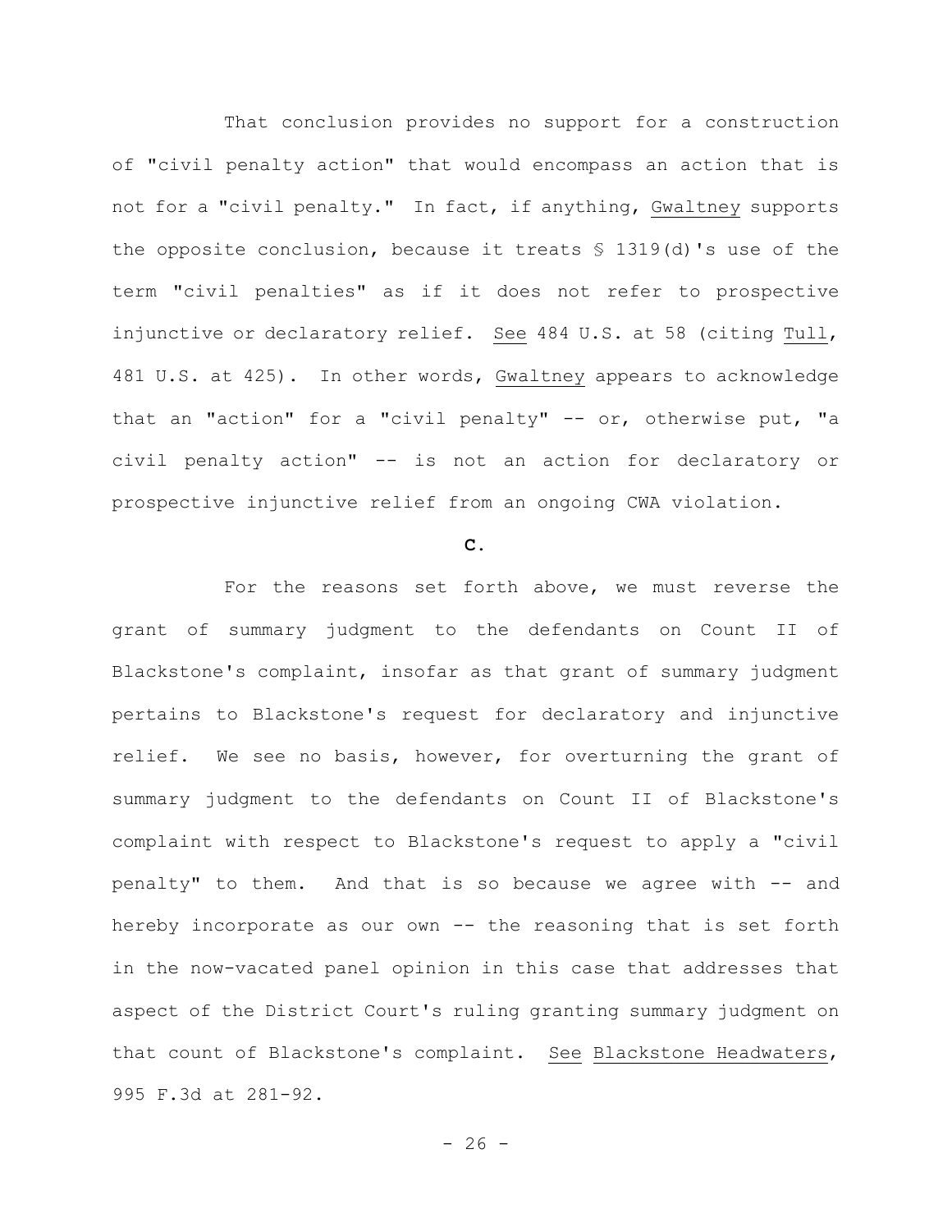That conclusion provides no support for a construction of "civil penalty action" that would encompass an action that is not for a "civil penalty." In fact, if anything, Gwaltney supports the opposite conclusion, because it treats § 1319(d)'s use of the term "civil penalties" as if it does not refer to prospective injunctive or declaratory relief. See 484 U.S. at 58 (citing Tull, 481 U.S. at 425). In other words, Gwaltney appears to acknowledge that an "action" for a "civil penalty" -- or, otherwise put, "a civil penalty action" -- is not an action for declaratory or prospective injunctive relief from an ongoing CWA violation.

### C.

For the reasons set forth above, we must reverse the grant of summary judgment to the defendants on Count II of Blackstone's complaint, insofar as that grant of summary judgment pertains to Blackstone's request for declaratory and injunctive relief. We see no basis, however, for overturning the grant of summary judgment to the defendants on Count II of Blackstone's complaint with respect to Blackstone's request to apply a "civil penalty" to them. And that is so because we agree with -- and hereby incorporate as our own -- the reasoning that is set forth in the now-vacated panel opinion in this case that addresses that aspect of the District Court's ruling granting summary judgment on that count of Blackstone's complaint. See Blackstone Headwaters, 995 F.3d at 281-92.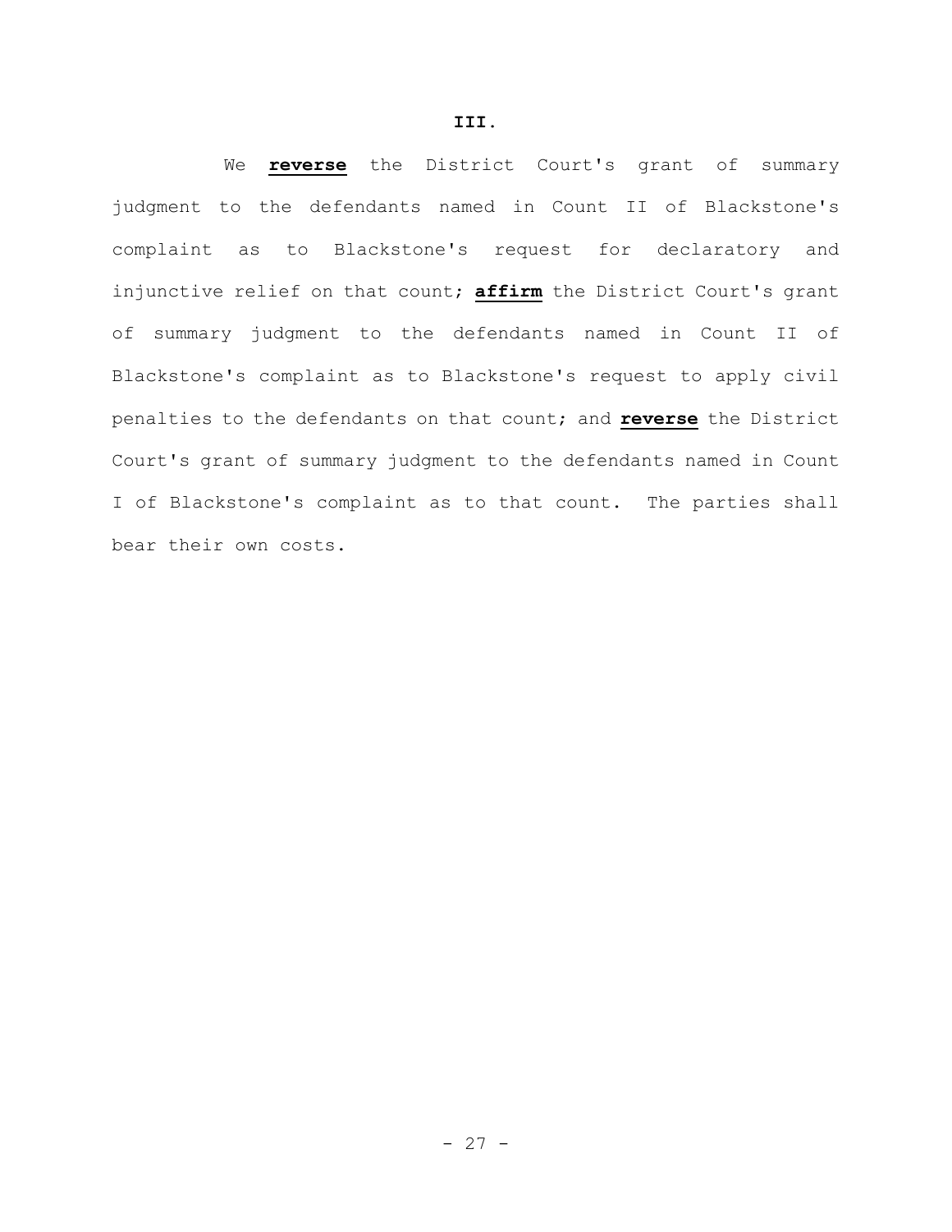## III.

We **reverse** the District Court's grant of summary judgment to the defendants named in Count II of Blackstone's complaint as to Blackstone's request for declaratory and injunctive relief on that count; **affirm** the District Court's grant of summary judgment to the defendants named in Count II of Blackstone's complaint as to Blackstone's request to apply civil penalties to the defendants on that count; and **reverse** the District Court's grant of summary judgment to the defendants named in Count I of Blackstone's complaint as to that count. The parties shall bear their own costs.